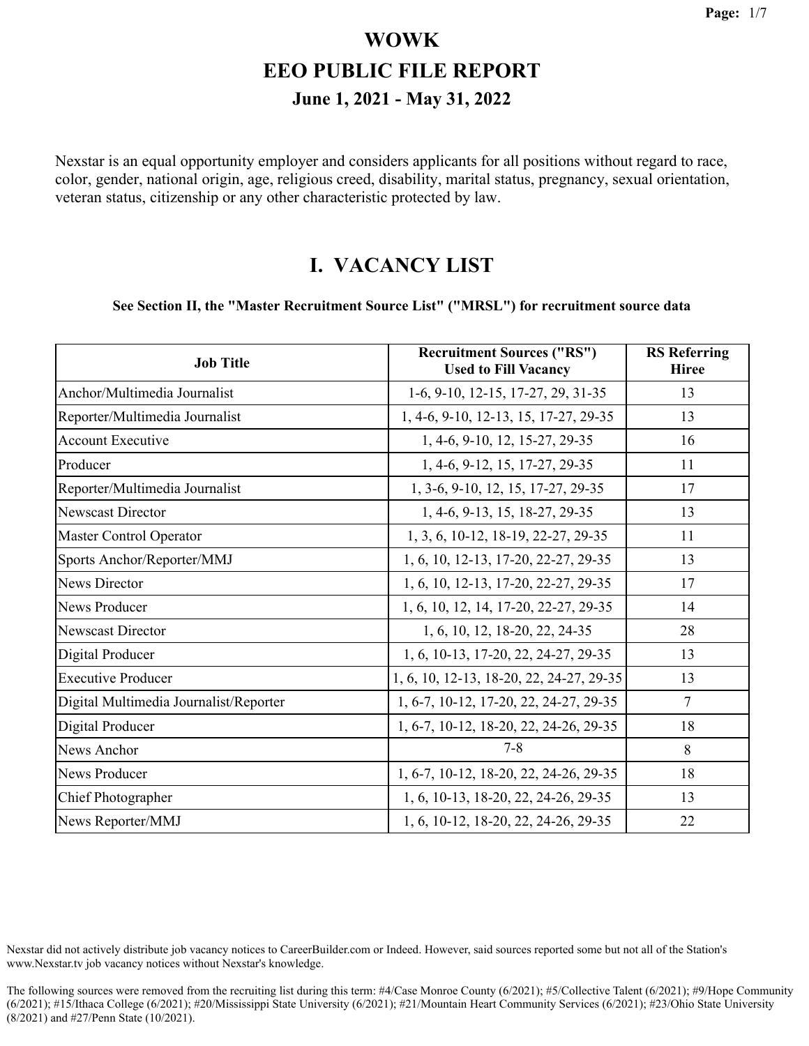# WOWK

## EEO PUBLIC FILE REPORT

### June 1, 2021 - May 31, 2022

Nexstar is an equal opportunity employer and considers applicants for all positions without regard to race, color, gender, national origin, age, religious creed, disability, marital status, pregnancy, sexual orientation, veteran status, citizenship or any other characteristic protected by law.

## I. VACANCY LIST

**See Section II, the "Master Recruitment Source List" ("MRSL") for recruitment source data**

| Job Title | Recruitment Sources ("RS") Used to Fill Vacancy | RS Referring Hiree |
|---|---|---|
| Anchor/Multimedia Journalist | 1-6, 9-10, 12-15, 17-27, 29, 31-35 | 13 |
| Reporter/Multimedia Journalist | 1, 4-6, 9-10, 12-13, 15, 17-27, 29-35 | 13 |
| Account Executive | 1, 4-6, 9-10, 12, 15-27, 29-35 | 16 |
| Producer | 1, 4-6, 9-12, 15, 17-27, 29-35 | 11 |
| Reporter/Multimedia Journalist | 1, 3-6, 9-10, 12, 15, 17-27, 29-35 | 17 |
| Newscast Director | 1, 4-6, 9-13, 15, 18-27, 29-35 | 13 |
| Master Control Operator | 1, 3, 6, 10-12, 18-19, 22-27, 29-35 | 11 |
| Sports Anchor/Reporter/MMJ | 1, 6, 10, 12-13, 17-20, 22-27, 29-35 | 13 |
| News Director | 1, 6, 10, 12-13, 17-20, 22-27, 29-35 | 17 |
| News Producer | 1, 6, 10, 12, 14, 17-20, 22-27, 29-35 | 14 |
| Newscast Director | 1, 6, 10, 12, 18-20, 22, 24-35 | 28 |
| Digital Producer | 1, 6, 10-13, 17-20, 22, 24-27, 29-35 | 13 |
| Executive Producer | 1, 6, 10, 12-13, 18-20, 22, 24-27, 29-35 | 13 |
| Digital Multimedia Journalist/Reporter | 1, 6-7, 10-12, 17-20, 22, 24-27, 29-35 | 7 |
| Digital Producer | 1, 6-7, 10-12, 18-20, 22, 24-26, 29-35 | 18 |
| News Anchor | 7-8 | 8 |
| News Producer | 1, 6-7, 10-12, 18-20, 22, 24-26, 29-35 | 18 |
| Chief Photographer | 1, 6, 10-13, 18-20, 22, 24-26, 29-35 | 13 |
| News Reporter/MMJ | 1, 6, 10-12, 18-20, 22, 24-26, 29-35 | 22 |

Nexstar did not actively distribute job vacancy notices to CareerBuilder.com or Indeed. However, said sources reported some but not all of the Station's www.Nexstar.tv job vacancy notices without Nexstar's knowledge.

The following sources were removed from the recruiting list during this term: #4/Case Monroe County (6/2021); #5/Collective Talent (6/2021); #9/Hope Community (6/2021); #15/Ithaca College (6/2021); #20/Mississippi State University (6/2021); #21/Mountain Heart Community Services (6/2021); #23/Ohio State University (8/2021) and #27/Penn State (10/2021).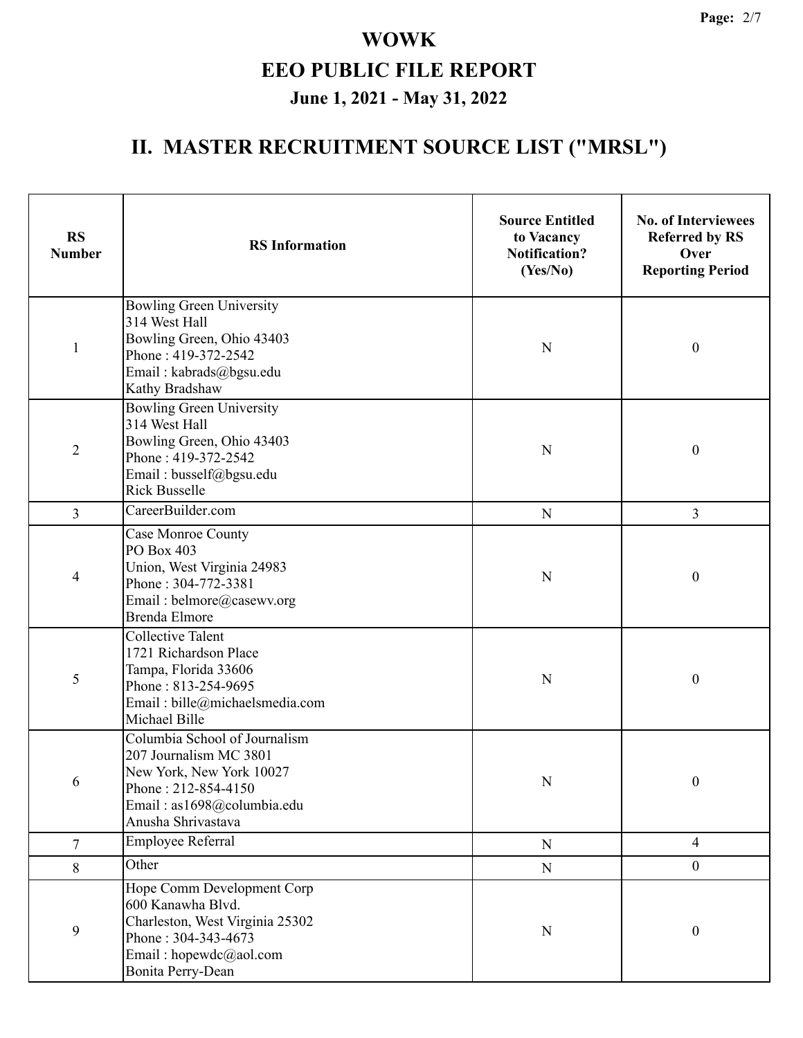# WOWK

# EEO PUBLIC FILE REPORT

## June 1, 2021 - May 31, 2022

## II. MASTER RECRUITMENT SOURCE LIST ("MRSL")

| RS Number | RS Information | Source Entitled to Vacancy Notification? (Yes/No) | No. of Interviewees Referred by RS Over Reporting Period |
|---|---|---|---|
| 1 | Bowling Green University<br>314 West Hall<br>Bowling Green, Ohio 43403<br>Phone : 419-372-2542<br>Email : kabrads@bgsu.edu<br>Kathy Bradshaw | N | 0 |
| 2 | Bowling Green University<br>314 West Hall<br>Bowling Green, Ohio 43403<br>Phone : 419-372-2542<br>Email : busself@bgsu.edu<br>Rick Busselle | N | 0 |
| 3 | CareerBuilder.com | N | 3 |
| 4 | Case Monroe County<br>PO Box 403<br>Union, West Virginia 24983<br>Phone : 304-772-3381<br>Email : belmore@casewv.org<br>Brenda Elmore | N | 0 |
| 5 | Collective Talent<br>1721 Richardson Place<br>Tampa, Florida 33606<br>Phone : 813-254-9695<br>Email : bille@michaelsmedia.com<br>Michael Bille | N | 0 |
| 6 | Columbia School of Journalism<br>207 Journalism MC 3801<br>New York, New York 10027<br>Phone : 212-854-4150<br>Email : as1698@columbia.edu<br>Anusha Shrivastava | N | 0 |
| 7 | Employee Referral | N | 4 |
| 8 | Other | N | 0 |
| 9 | Hope Comm Development Corp<br>600 Kanawha Blvd.<br>Charleston, West Virginia 25302<br>Phone : 304-343-4673<br>Email : hopewdc@aol.com<br>Bonita Perry-Dean | N | 0 |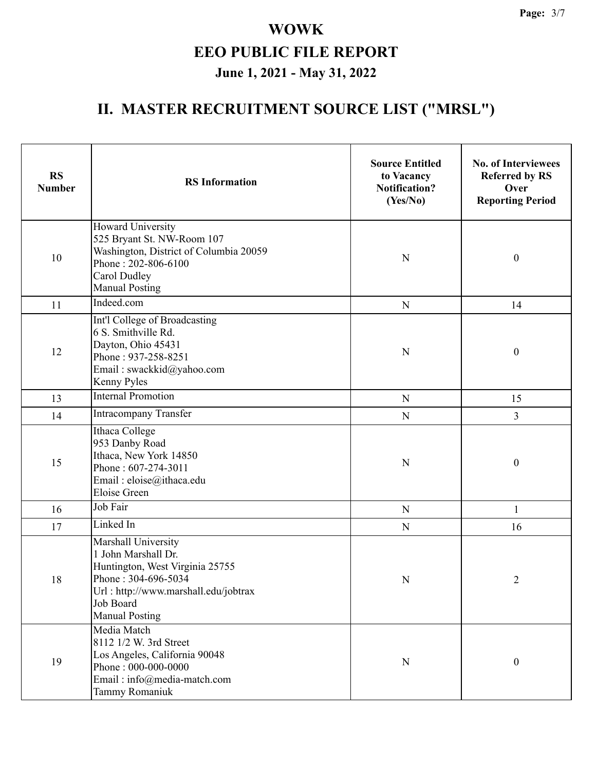# WOWK

## EEO PUBLIC FILE REPORT

### June 1, 2021 - May 31, 2022

## II. MASTER RECRUITMENT SOURCE LIST ("MRSL")

| RS Number | RS Information | Source Entitled to Vacancy Notification? (Yes/No) | No. of Interviewees Referred by RS Over Reporting Period |
|---|---|---|---|
| 10 | Howard University<br>525 Bryant St. NW-Room 107<br>Washington, District of Columbia 20059<br>Phone : 202-806-6100<br>Carol Dudley<br>Manual Posting | N | 0 |
| 11 | Indeed.com | N | 14 |
| 12 | Int'l College of Broadcasting<br>6 S. Smithville Rd.<br>Dayton, Ohio 45431<br>Phone : 937-258-8251<br>Email : swackkid@yahoo.com<br>Kenny Pyles | N | 0 |
| 13 | Internal Promotion | N | 15 |
| 14 | Intracompany Transfer | N | 3 |
| 15 | Ithaca College<br>953 Danby Road<br>Ithaca, New York 14850<br>Phone : 607-274-3011<br>Email : eloise@ithaca.edu<br>Eloise Green | N | 0 |
| 16 | Job Fair | N | 1 |
| 17 | Linked In | N | 16 |
| 18 | Marshall University<br>1 John Marshall Dr.<br>Huntington, West Virginia 25755<br>Phone : 304-696-5034<br>Url : http://www.marshall.edu/jobtrax<br>Job Board<br>Manual Posting | N | 2 |
| 19 | Media Match<br>8112 1/2 W. 3rd Street<br>Los Angeles, California 90048<br>Phone : 000-000-0000<br>Email : info@media-match.com<br>Tammy Romaniuk | N | 0 |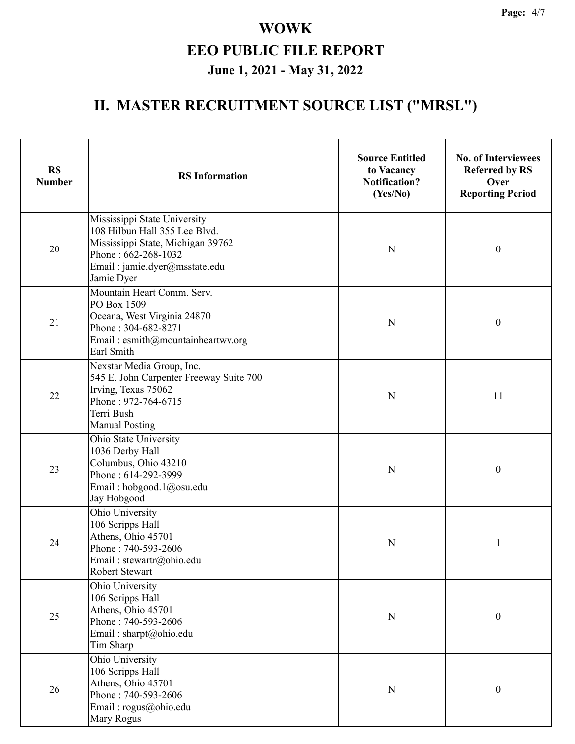# WOWK

# EEO PUBLIC FILE REPORT

## June 1, 2021 - May 31, 2022

## II. MASTER RECRUITMENT SOURCE LIST ("MRSL")

| RS Number | RS Information | Source Entitled to Vacancy Notification? (Yes/No) | No. of Interviewees Referred by RS Over Reporting Period |
|---|---|---|---|
| 20 | Mississippi State University<br>108 Hilbun Hall 355 Lee Blvd.<br>Mississippi State, Michigan 39762<br>Phone : 662-268-1032<br>Email : jamie.dyer@msstate.edu<br>Jamie Dyer | N | 0 |
| 21 | Mountain Heart Comm. Serv.<br>PO Box 1509<br>Oceana, West Virginia 24870<br>Phone : 304-682-8271<br>Email : esmith@mountainheartwv.org<br>Earl Smith | N | 0 |
| 22 | Nexstar Media Group, Inc.<br>545 E. John Carpenter Freeway Suite 700<br>Irving, Texas 75062<br>Phone : 972-764-6715<br>Terri Bush<br>Manual Posting | N | 11 |
| 23 | Ohio State University<br>1036 Derby Hall<br>Columbus, Ohio 43210<br>Phone : 614-292-3999<br>Email : hobgood.1@osu.edu<br>Jay Hobgood | N | 0 |
| 24 | Ohio University<br>106 Scripps Hall<br>Athens, Ohio 45701<br>Phone : 740-593-2606<br>Email : stewartr@ohio.edu<br>Robert Stewart | N | 1 |
| 25 | Ohio University<br>106 Scripps Hall<br>Athens, Ohio 45701<br>Phone : 740-593-2606<br>Email : sharpt@ohio.edu<br>Tim Sharp | N | 0 |
| 26 | Ohio University<br>106 Scripps Hall<br>Athens, Ohio 45701<br>Phone : 740-593-2606<br>Email : rogus@ohio.edu<br>Mary Rogus | N | 0 |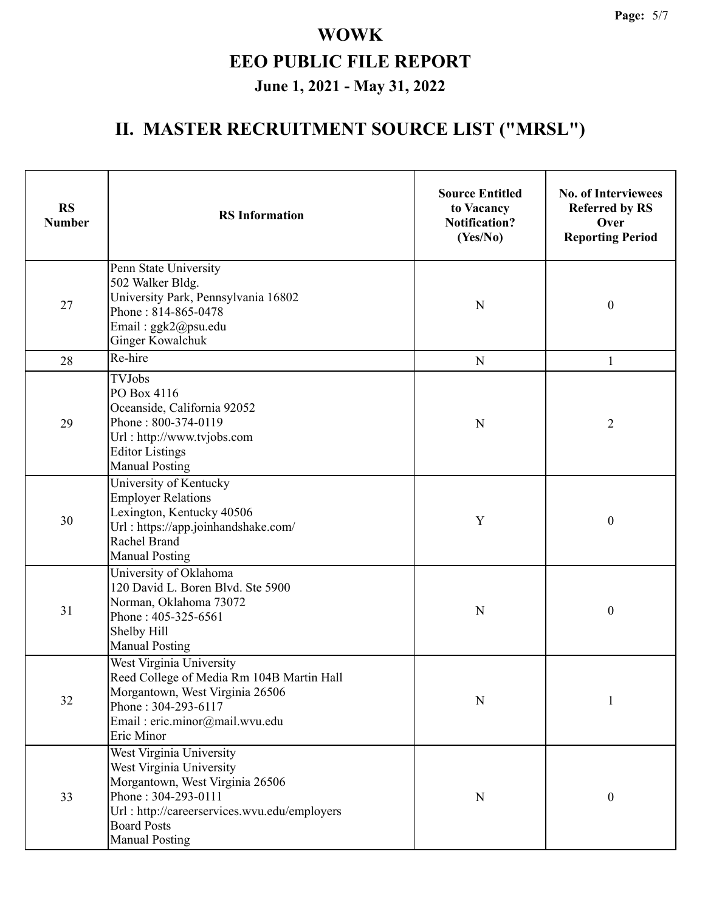# WOWK

# EEO PUBLIC FILE REPORT

## June 1, 2021 - May 31, 2022

## II. MASTER RECRUITMENT SOURCE LIST ("MRSL")

| RS Number | RS Information | Source Entitled to Vacancy Notification? (Yes/No) | No. of Interviewees Referred by RS Over Reporting Period |
|---|---|---|---|
| 27 | Penn State University<br>502 Walker Bldg.<br>University Park, Pennsylvania 16802<br>Phone : 814-865-0478<br>Email : ggk2@psu.edu<br>Ginger Kowalchuk | N | 0 |
| 28 | Re-hire | N | 1 |
| 29 | TVJobs<br>PO Box 4116<br>Oceanside, California 92052<br>Phone : 800-374-0119<br>Url : http://www.tvjobs.com<br>Editor Listings<br>Manual Posting | N | 2 |
| 30 | University of Kentucky<br>Employer Relations<br>Lexington, Kentucky 40506<br>Url : https://app.joinhandshake.com/<br>Rachel Brand<br>Manual Posting | Y | 0 |
| 31 | University of Oklahoma<br>120 David L. Boren Blvd. Ste 5900<br>Norman, Oklahoma 73072<br>Phone : 405-325-6561<br>Shelby Hill<br>Manual Posting | N | 0 |
| 32 | West Virginia University<br>Reed College of Media Rm 104B Martin Hall<br>Morgantown, West Virginia 26506<br>Phone : 304-293-6117<br>Email : eric.minor@mail.wvu.edu<br>Eric Minor | N | 1 |
| 33 | West Virginia University<br>West Virginia University<br>Morgantown, West Virginia 26506<br>Phone : 304-293-0111<br>Url : http://careerservices.wvu.edu/employers<br>Board Posts<br>Manual Posting | N | 0 |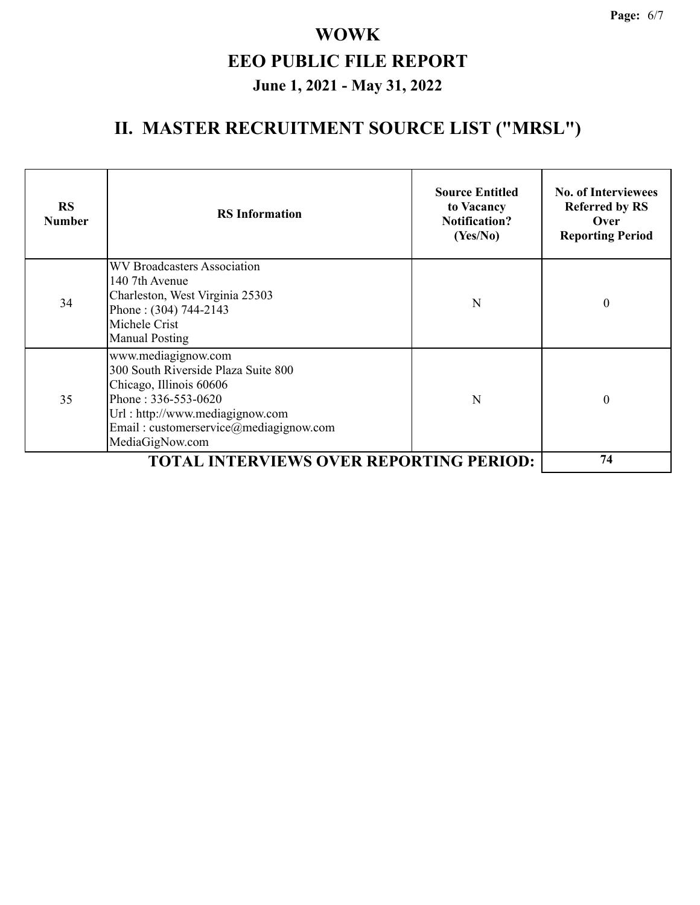# WOWK

# EEO PUBLIC FILE REPORT

### June 1, 2021 - May 31, 2022

## II. MASTER RECRUITMENT SOURCE LIST ("MRSL")

| RS Number | RS Information | Source Entitled to Vacancy Notification? (Yes/No) | No. of Interviewees Referred by RS Over Reporting Period |
|---|---|---|---|
| 34 | WV Broadcasters Association<br>140 7th Avenue<br>Charleston, West Virginia 25303<br>Phone : (304) 744-2143<br>Michele Crist<br>Manual Posting | N | 0 |
| 35 | www.mediagignow.com<br>300 South Riverside Plaza Suite 800<br>Chicago, Illinois 60606<br>Phone : 336-553-0620<br>Url : http://www.mediagignow.com<br>Email : customerservice@mediagignow.com<br>MediaGigNow.com | N | 0 |
| | **TOTAL INTERVIEWS OVER REPORTING PERIOD:** | | **74** |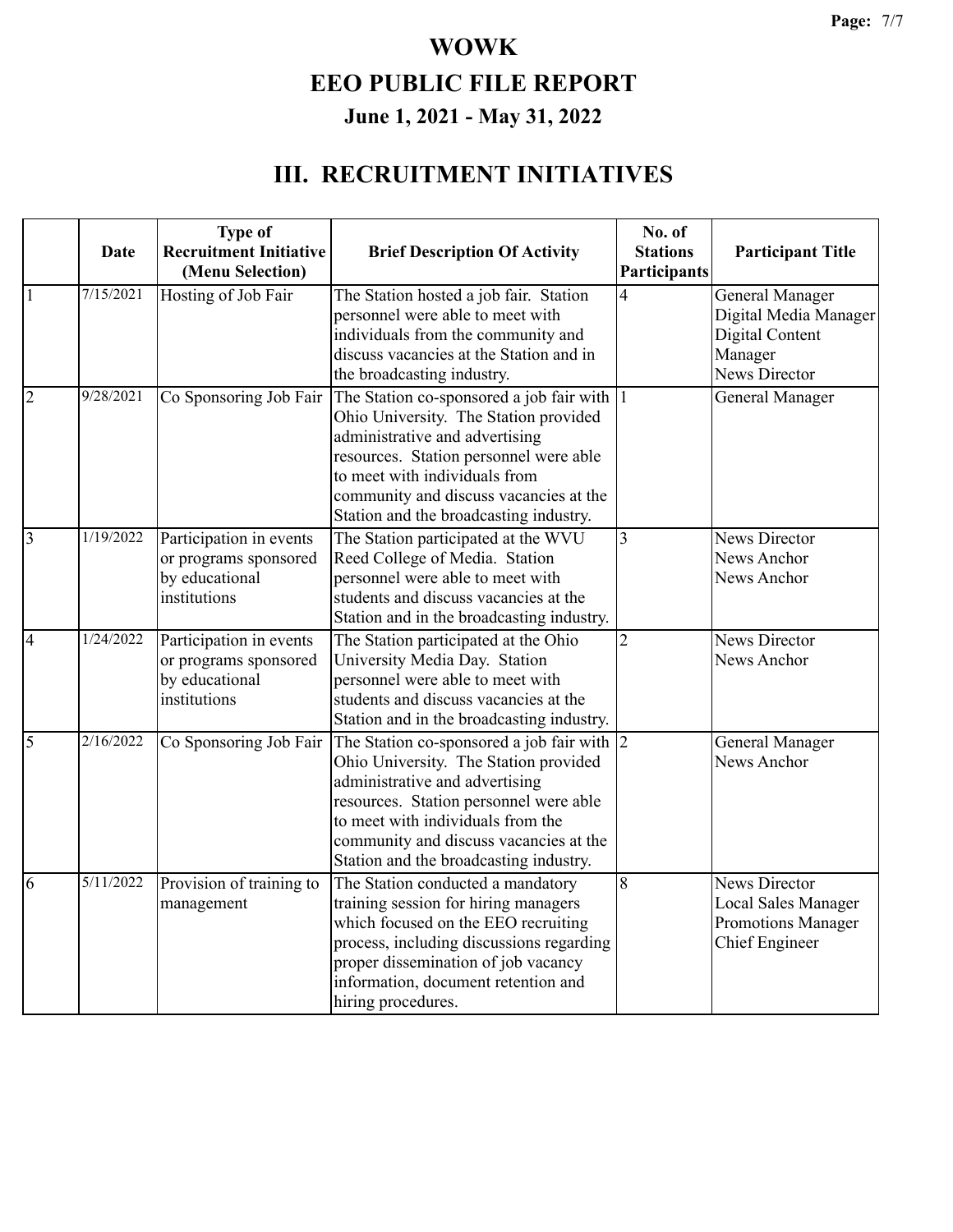# WOWK
# EEO PUBLIC FILE REPORT
## June 1, 2021 - May 31, 2022

## III. RECRUITMENT INITIATIVES

| | Date | Type of Recruitment Initiative (Menu Selection) | Brief Description Of Activity | No. of Stations Participants | Participant Title |
|---|---|---|---|---|---|
| 1 | 7/15/2021 | Hosting of Job Fair | The Station hosted a job fair. Station personnel were able to meet with individuals from the community and discuss vacancies at the Station and in the broadcasting industry. | 4 | General Manager<br>Digital Media Manager<br>Digital Content Manager<br>News Director |
| 2 | 9/28/2021 | Co Sponsoring Job Fair | The Station co-sponsored a job fair with Ohio University. The Station provided administrative and advertising resources. Station personnel were able to meet with individuals from community and discuss vacancies at the Station and the broadcasting industry. | 1 | General Manager |
| 3 | 1/19/2022 | Participation in events or programs sponsored by educational institutions | The Station participated at the WVU Reed College of Media. Station personnel were able to meet with students and discuss vacancies at the Station and in the broadcasting industry. | 3 | News Director<br>News Anchor<br>News Anchor |
| 4 | 1/24/2022 | Participation in events or programs sponsored by educational institutions | The Station participated at the Ohio University Media Day. Station personnel were able to meet with students and discuss vacancies at the Station and in the broadcasting industry. | 2 | News Director<br>News Anchor |
| 5 | 2/16/2022 | Co Sponsoring Job Fair | The Station co-sponsored a job fair with Ohio University. The Station provided administrative and advertising resources. Station personnel were able to meet with individuals from the community and discuss vacancies at the Station and the broadcasting industry. | 2 | General Manager<br>News Anchor |
| 6 | 5/11/2022 | Provision of training to management | The Station conducted a mandatory training session for hiring managers which focused on the EEO recruiting process, including discussions regarding proper dissemination of job vacancy information, document retention and hiring procedures. | 8 | News Director<br>Local Sales Manager<br>Promotions Manager<br>Chief Engineer |